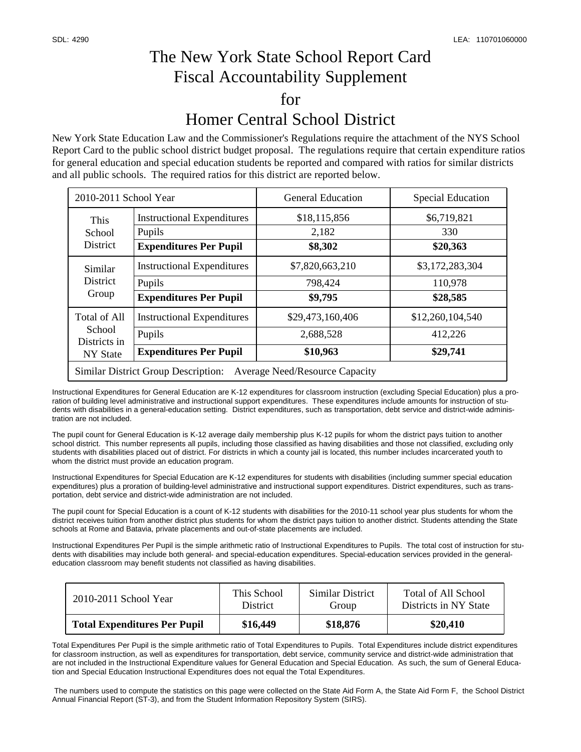SDL: 4290 LEA: 110701060000

# The New York State School Report Card Fiscal Accountability Supplement for Homer Central School District

New York State Education Law and the Commissioner's Regulations require the attachment of the NYS School Report Card to the public school district budget proposal. The regulations require that certain expenditure ratios for general education and special education students be reported and compared with ratios for similar districts and all public schools. The required ratios for this district are reported below.

| 2010-2011 School Year | | General Education | Special Education |
|---|---|---|---|
| This School District | Instructional Expenditures | $18,115,856 | $6,719,821 |
| | Pupils | 2,182 | 330 |
| | **Expenditures Per Pupil** | **$8,302** | **$20,363** |
| Similar District Group | Instructional Expenditures | $7,820,663,210 | $3,172,283,304 |
| | Pupils | 798,424 | 110,978 |
| | **Expenditures Per Pupil** | **$9,795** | **$28,585** |
| Total of All School Districts in NY State | Instructional Expenditures | $29,473,160,406 | $12,260,104,540 |
| | Pupils | 2,688,528 | 412,226 |
| | **Expenditures Per Pupil** | **$10,963** | **$29,741** |
| Similar District Group Description: Average Need/Resource Capacity | | | |

Instructional Expenditures for General Education are K-12 expenditures for classroom instruction (excluding Special Education) plus a proration of building level administrative and instructional support expenditures. These expenditures include amounts for instruction of students with disabilities in a general-education setting. District expenditures, such as transportation, debt service and district-wide administration are not included.

The pupil count for General Education is K-12 average daily membership plus K-12 pupils for whom the district pays tuition to another school district. This number represents all pupils, including those classified as having disabilities and those not classified, excluding only students with disabilities placed out of district. For districts in which a county jail is located, this number includes incarcerated youth to whom the district must provide an education program.

Instructional Expenditures for Special Education are K-12 expenditures for students with disabilities (including summer special education expenditures) plus a proration of building-level administrative and instructional support expenditures. District expenditures, such as transportation, debt service and district-wide administration are not included.

The pupil count for Special Education is a count of K-12 students with disabilities for the 2010-11 school year plus students for whom the district receives tuition from another district plus students for whom the district pays tuition to another district. Students attending the State schools at Rome and Batavia, private placements and out-of-state placements are included.

Instructional Expenditures Per Pupil is the simple arithmetic ratio of Instructional Expenditures to Pupils. The total cost of instruction for students with disabilities may include both general- and special-education expenditures. Special-education services provided in the general-education classroom may benefit students not classified as having disabilities.

| 2010-2011 School Year | This School District | Similar District Group | Total of All School Districts in NY State |
|---|---|---|---|
| **Total Expenditures Per Pupil** | **$16,449** | **$18,876** | **$20,410** |

Total Expenditures Per Pupil is the simple arithmetic ratio of Total Expenditures to Pupils. Total Expenditures include district expenditures for classroom instruction, as well as expenditures for transportation, debt service, community service and district-wide administration that are not included in the Instructional Expenditure values for General Education and Special Education. As such, the sum of General Education and Special Education Instructional Expenditures does not equal the Total Expenditures.

The numbers used to compute the statistics on this page were collected on the State Aid Form A, the State Aid Form F, the School District Annual Financial Report (ST-3), and from the Student Information Repository System (SIRS).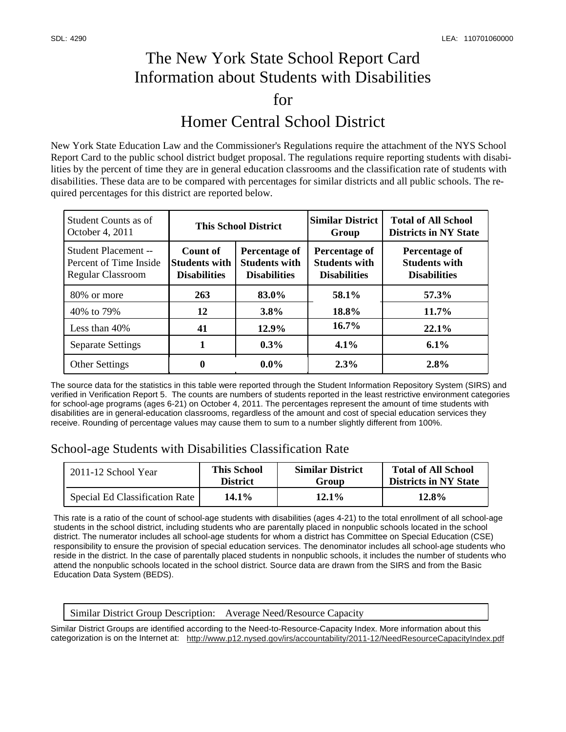# The New York State School Report Card Information about Students with Disabilities for Homer Central School District

New York State Education Law and the Commissioner's Regulations require the attachment of the NYS School Report Card to the public school district budget proposal. The regulations require reporting students with disabilities by the percent of time they are in general education classrooms and the classification rate of students with disabilities. These data are to be compared with percentages for similar districts and all public schools. The required percentages for this district are reported below.

| Student Counts as of October 4, 2011 | This School District | | Similar District Group | Total of All School Districts in NY State |
|---|---|---|---|---|
| Student Placement -- Percent of Time Inside Regular Classroom | Count of Students with Disabilities | Percentage of Students with Disabilities | Percentage of Students with Disabilities | Percentage of Students with Disabilities |
| 80% or more | **263** | **83.0%** | **58.1%** | **57.3%** |
| 40% to 79% | **12** | **3.8%** | **18.8%** | **11.7%** |
| Less than 40% | **41** | **12.9%** | **16.7%** | **22.1%** |
| Separate Settings | **1** | **0.3%** | **4.1%** | **6.1%** |
| Other Settings | **0** | **0.0%** | **2.3%** | **2.8%** |

The source data for the statistics in this table were reported through the Student Information Repository System (SIRS) and verified in Verification Report 5. The counts are numbers of students reported in the least restrictive environment categories for school-age programs (ages 6-21) on October 4, 2011. The percentages represent the amount of time students with disabilities are in general-education classrooms, regardless of the amount and cost of special education services they receive. Rounding of percentage values may cause them to sum to a number slightly different from 100%.

## School-age Students with Disabilities Classification Rate

| 2011-12 School Year | This School District | Similar District Group | Total of All School Districts in NY State |
|---|---|---|---|
| Special Ed Classification Rate | **14.1%** | **12.1%** | **12.8%** |

This rate is a ratio of the count of school-age students with disabilities (ages 4-21) to the total enrollment of all school-age students in the school district, including students who are parentally placed in nonpublic schools located in the school district. The numerator includes all school-age students for whom a district has Committee on Special Education (CSE) responsibility to ensure the provision of special education services. The denominator includes all school-age students who reside in the district. In the case of parentally placed students in nonpublic schools, it includes the number of students who attend the nonpublic schools located in the school district. Source data are drawn from the SIRS and from the Basic Education Data System (BEDS).

Similar District Group Description: Average Need/Resource Capacity

Similar District Groups are identified according to the Need-to-Resource-Capacity Index. More information about this categorization is on the Internet at: http://www.p12.nysed.gov/irs/accountability/2011-12/NeedResourceCapacityIndex.pdf